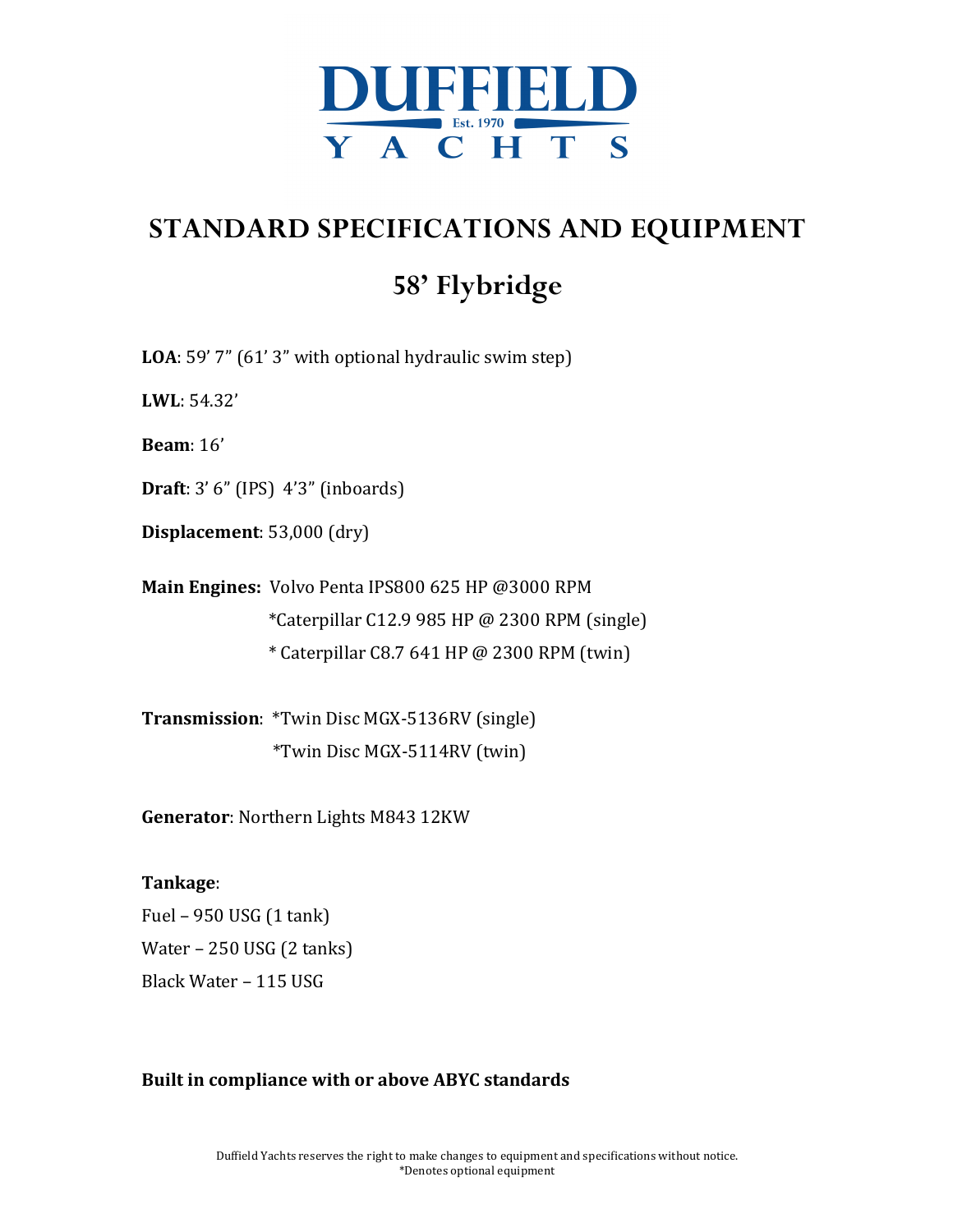# DUFFIELD

Est. 1970

YACHTS

## STANDARD SPECIFICATIONS AND EQUIPMENT

## 58' Flybridge

**LOA**: 59' 7" (61' 3" with optional hydraulic swim step)

**LWL**: 54.32'

**Beam**: 16'

**Draft**: 3' 6" (IPS) 4'3" (inboards)

**Displacement**: 53,000 (dry)

**Main Engines:** Volvo Penta IPS800 625 HP @3000 RPM
*Caterpillar C12.9 985 HP @ 2300 RPM (single)
* Caterpillar C8.7 641 HP @ 2300 RPM (twin)

**Transmission**: *Twin Disc MGX-5136RV (single)
*Twin Disc MGX-5114RV (twin)

**Generator**: Northern Lights M843 12KW

**Tankage**:
Fuel – 950 USG (1 tank)
Water – 250 USG (2 tanks)
Black Water – 115 USG

**Built in compliance with or above ABYC standards**

Duffield Yachts reserves the right to make changes to equipment and specifications without notice.
*Denotes optional equipment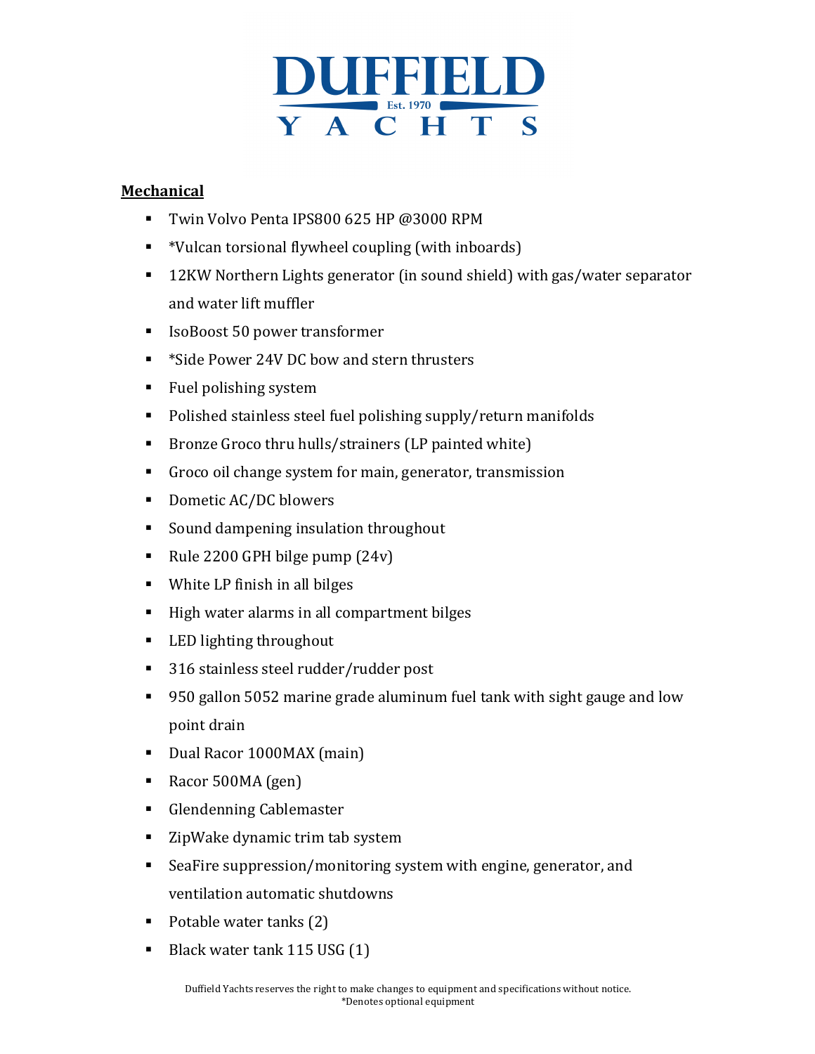## Mechanical

- Twin Volvo Penta IPS800 625 HP @3000 RPM
- *Vulcan torsional flywheel coupling (with inboards)
- 12KW Northern Lights generator (in sound shield) with gas/water separator and water lift muffler
- IsoBoost 50 power transformer
- *Side Power 24V DC bow and stern thrusters
- Fuel polishing system
- Polished stainless steel fuel polishing supply/return manifolds
- Bronze Groco thru hulls/strainers (LP painted white)
- Groco oil change system for main, generator, transmission
- Dometic AC/DC blowers
- Sound dampening insulation throughout
- Rule 2200 GPH bilge pump (24v)
- White LP finish in all bilges
- High water alarms in all compartment bilges
- LED lighting throughout
- 316 stainless steel rudder/rudder post
- 950 gallon 5052 marine grade aluminum fuel tank with sight gauge and low point drain
- Dual Racor 1000MAX (main)
- Racor 500MA (gen)
- Glendenning Cablemaster
- ZipWake dynamic trim tab system
- SeaFire suppression/monitoring system with engine, generator, and ventilation automatic shutdowns
- Potable water tanks (2)
- Black water tank 115 USG (1)

Duffield Yachts reserves the right to make changes to equipment and specifications without notice.
*Denotes optional equipment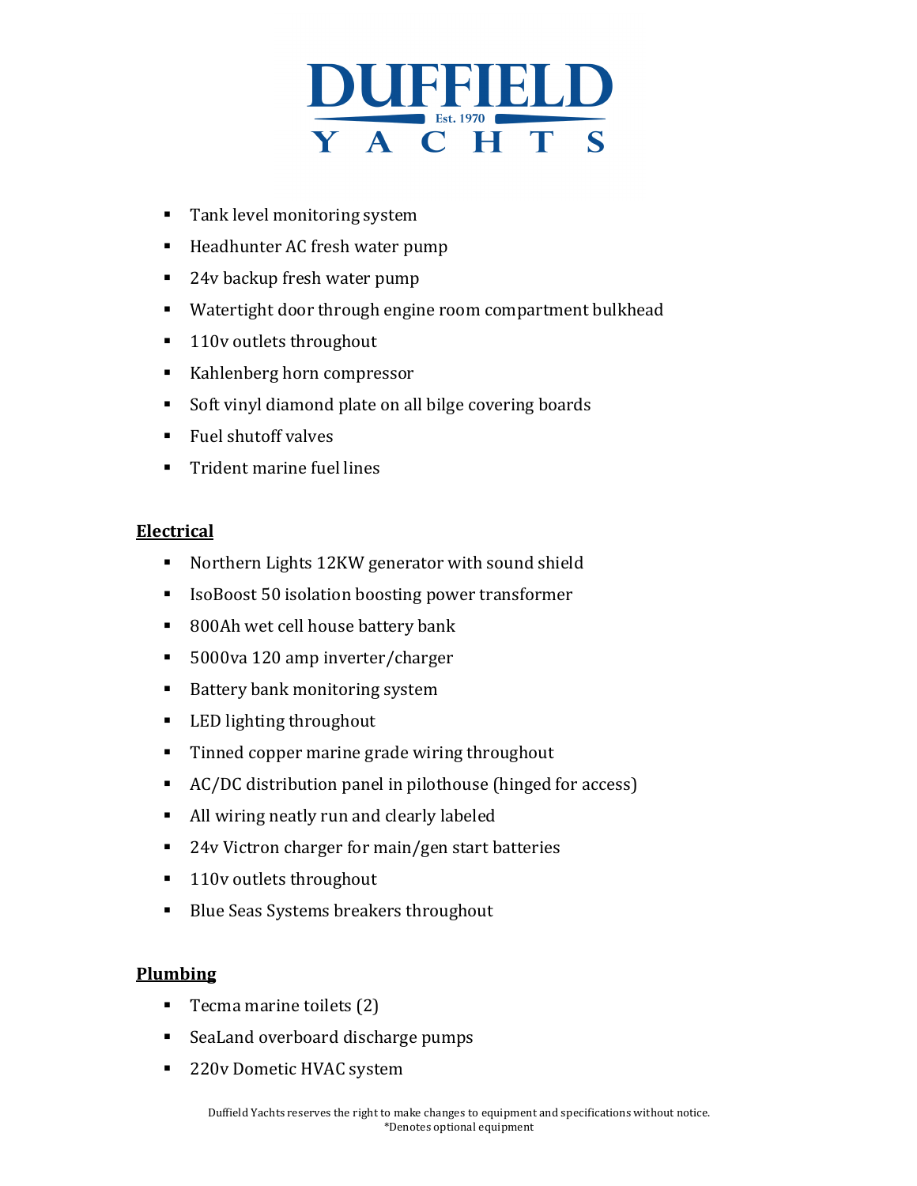- Tank level monitoring system
- Headhunter AC fresh water pump
- 24v backup fresh water pump
- Watertight door through engine room compartment bulkhead
- 110v outlets throughout
- Kahlenberg horn compressor
- Soft vinyl diamond plate on all bilge covering boards
- Fuel shutoff valves
- Trident marine fuel lines

## Electrical

- Northern Lights 12KW generator with sound shield
- IsoBoost 50 isolation boosting power transformer
- 800Ah wet cell house battery bank
- 5000va 120 amp inverter/charger
- Battery bank monitoring system
- LED lighting throughout
- Tinned copper marine grade wiring throughout
- AC/DC distribution panel in pilothouse (hinged for access)
- All wiring neatly run and clearly labeled
- 24v Victron charger for main/gen start batteries
- 110v outlets throughout
- Blue Seas Systems breakers throughout

## Plumbing

- Tecma marine toilets (2)
- SeaLand overboard discharge pumps
- 220v Dometic HVAC system

Duffield Yachts reserves the right to make changes to equipment and specifications without notice.
*Denotes optional equipment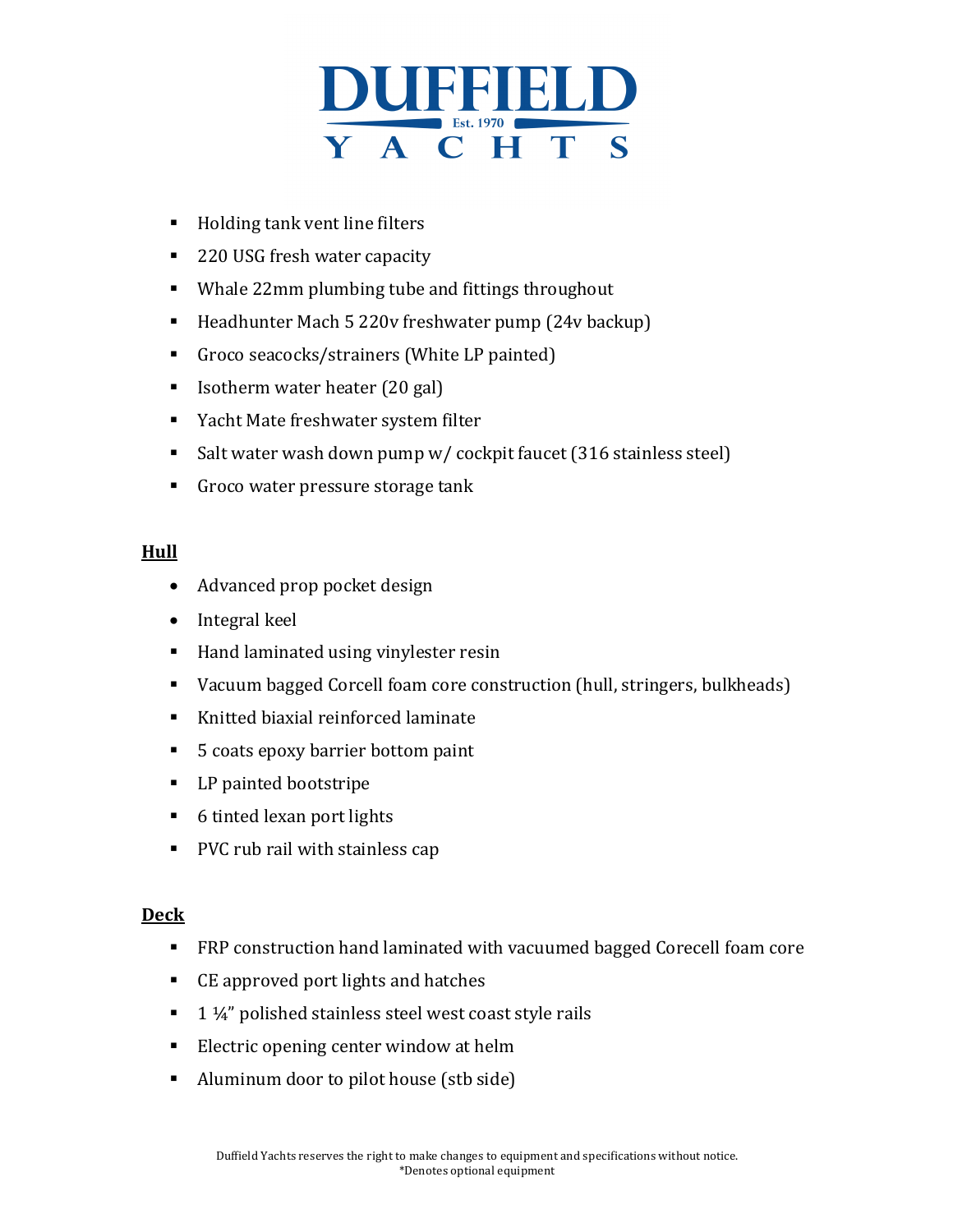- Holding tank vent line filters
- 220 USG fresh water capacity
- Whale 22mm plumbing tube and fittings throughout
- Headhunter Mach 5 220v freshwater pump (24v backup)
- Groco seacocks/strainers (White LP painted)
- Isotherm water heater (20 gal)
- Yacht Mate freshwater system filter
- Salt water wash down pump w/ cockpit faucet (316 stainless steel)
- Groco water pressure storage tank

**Hull**

- Advanced prop pocket design
- Integral keel
- Hand laminated using vinylester resin
- Vacuum bagged Corcell foam core construction (hull, stringers, bulkheads)
- Knitted biaxial reinforced laminate
- 5 coats epoxy barrier bottom paint
- LP painted bootstripe
- 6 tinted lexan port lights
- PVC rub rail with stainless cap

**Deck**

- FRP construction hand laminated with vacuumed bagged Corecell foam core
- CE approved port lights and hatches
- 1 ¼" polished stainless steel west coast style rails
- Electric opening center window at helm
- Aluminum door to pilot house (stb side)

Duffield Yachts reserves the right to make changes to equipment and specifications without notice.
*Denotes optional equipment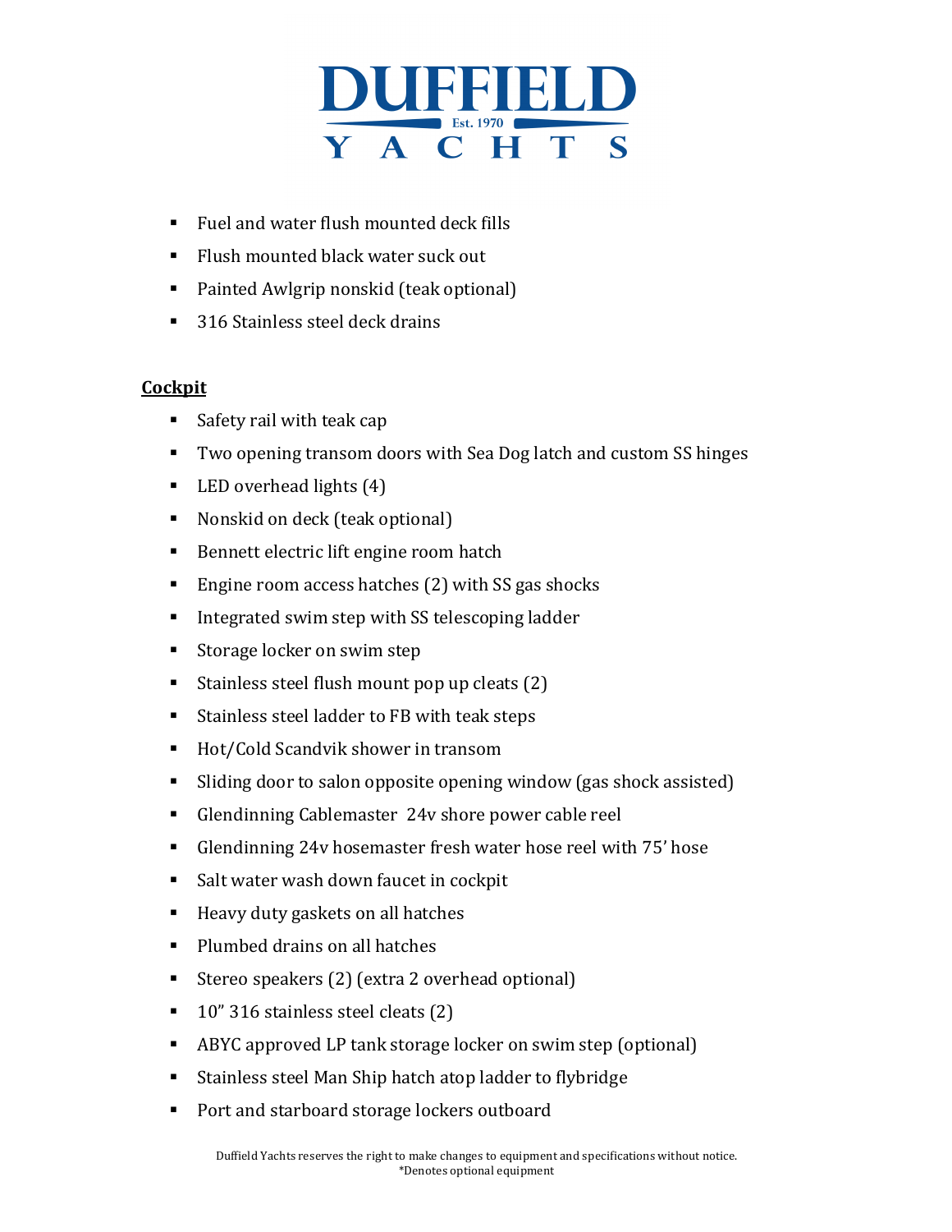- Fuel and water flush mounted deck fills
- Flush mounted black water suck out
- Painted Awlgrip nonskid (teak optional)
- 316 Stainless steel deck drains

**Cockpit**

- Safety rail with teak cap
- Two opening transom doors with Sea Dog latch and custom SS hinges
- LED overhead lights (4)
- Nonskid on deck (teak optional)
- Bennett electric lift engine room hatch
- Engine room access hatches (2) with SS gas shocks
- Integrated swim step with SS telescoping ladder
- Storage locker on swim step
- Stainless steel flush mount pop up cleats (2)
- Stainless steel ladder to FB with teak steps
- Hot/Cold Scandvik shower in transom
- Sliding door to salon opposite opening window (gas shock assisted)
- Glendinning Cablemaster 24v shore power cable reel
- Glendinning 24v hosemaster fresh water hose reel with 75' hose
- Salt water wash down faucet in cockpit
- Heavy duty gaskets on all hatches
- Plumbed drains on all hatches
- Stereo speakers (2) (extra 2 overhead optional)
- 10" 316 stainless steel cleats (2)
- ABYC approved LP tank storage locker on swim step (optional)
- Stainless steel Man Ship hatch atop ladder to flybridge
- Port and starboard storage lockers outboard

Duffield Yachts reserves the right to make changes to equipment and specifications without notice.
*Denotes optional equipment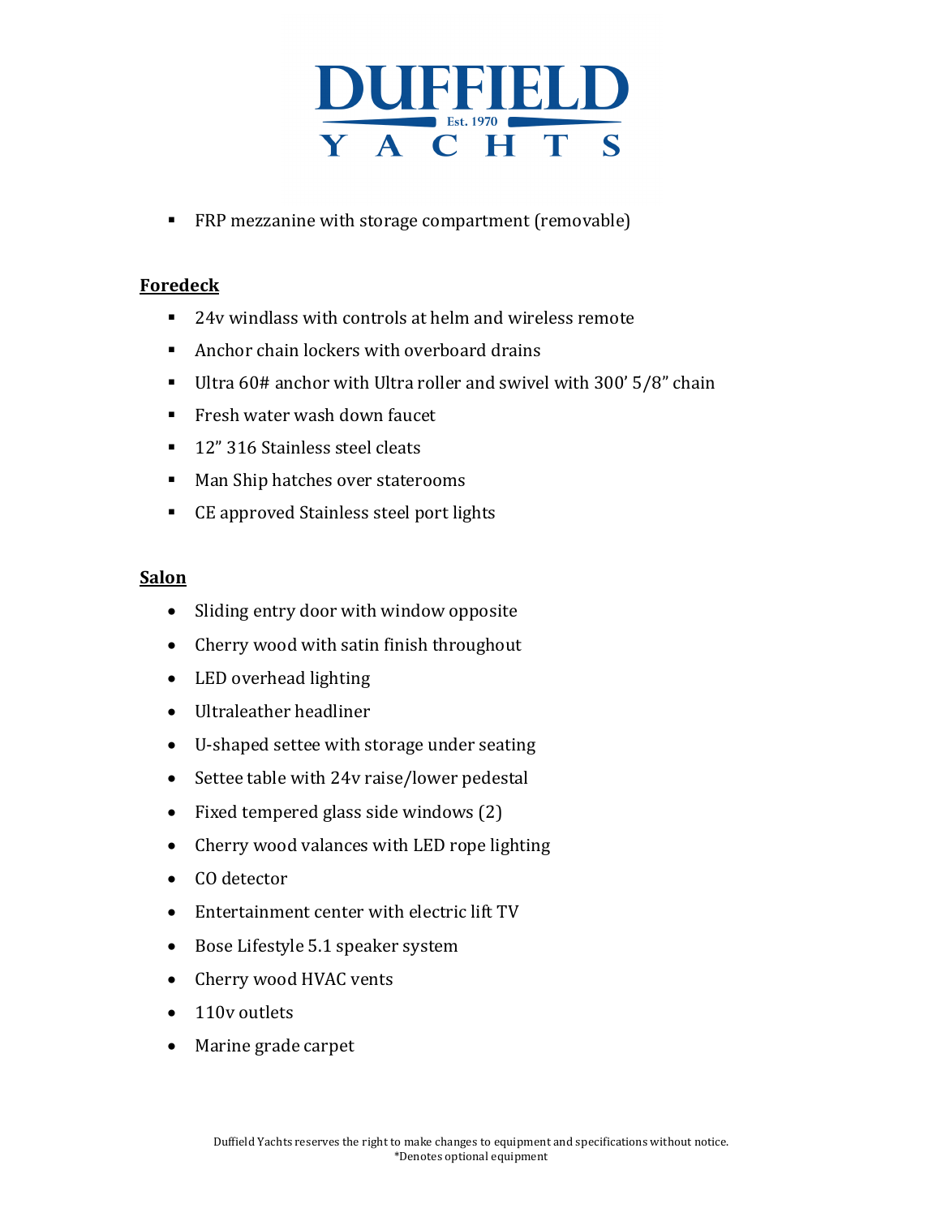- FRP mezzanine with storage compartment (removable)

**Foredeck**

- 24v windlass with controls at helm and wireless remote
- Anchor chain lockers with overboard drains
- Ultra 60# anchor with Ultra roller and swivel with 300' 5/8" chain
- Fresh water wash down faucet
- 12" 316 Stainless steel cleats
- Man Ship hatches over staterooms
- CE approved Stainless steel port lights

**Salon**

- Sliding entry door with window opposite
- Cherry wood with satin finish throughout
- LED overhead lighting
- Ultraleather headliner
- U-shaped settee with storage under seating
- Settee table with 24v raise/lower pedestal
- Fixed tempered glass side windows (2)
- Cherry wood valances with LED rope lighting
- CO detector
- Entertainment center with electric lift TV
- Bose Lifestyle 5.1 speaker system
- Cherry wood HVAC vents
- 110v outlets
- Marine grade carpet

Duffield Yachts reserves the right to make changes to equipment and specifications without notice.
*Denotes optional equipment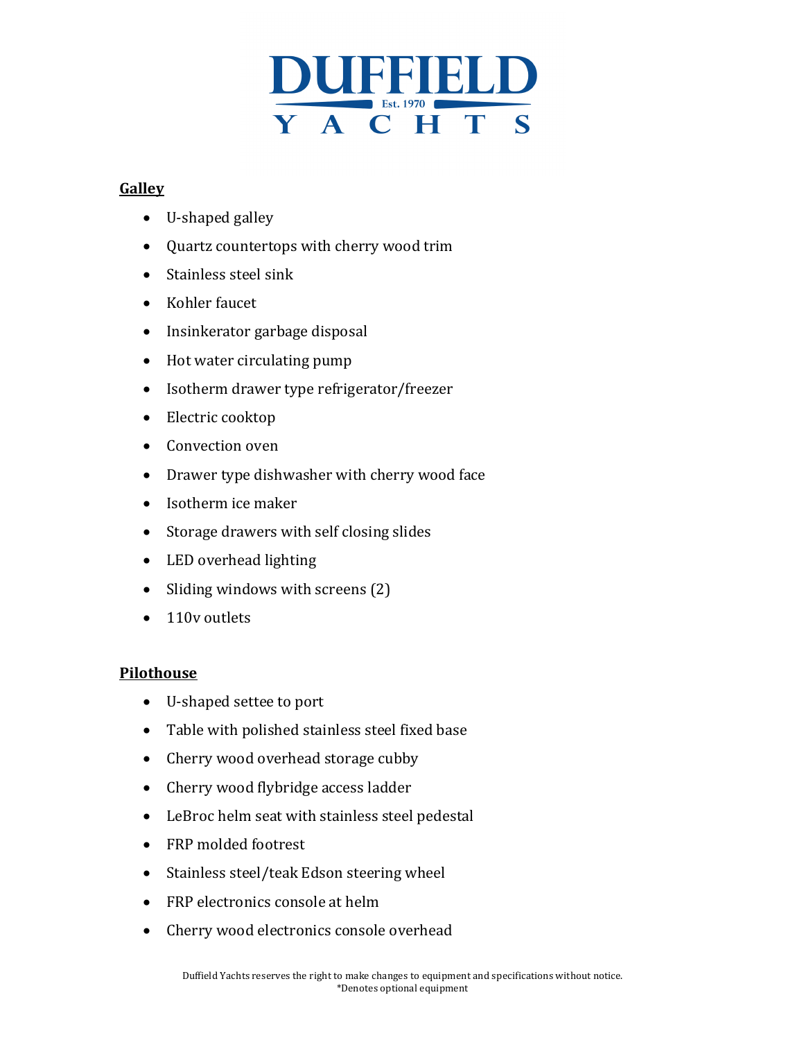## Galley

- U-shaped galley
- Quartz countertops with cherry wood trim
- Stainless steel sink
- Kohler faucet
- Insinkerator garbage disposal
- Hot water circulating pump
- Isotherm drawer type refrigerator/freezer
- Electric cooktop
- Convection oven
- Drawer type dishwasher with cherry wood face
- Isotherm ice maker
- Storage drawers with self closing slides
- LED overhead lighting
- Sliding windows with screens (2)
- 110v outlets

## Pilothouse

- U-shaped settee to port
- Table with polished stainless steel fixed base
- Cherry wood overhead storage cubby
- Cherry wood flybridge access ladder
- LeBroc helm seat with stainless steel pedestal
- FRP molded footrest
- Stainless steel/teak Edson steering wheel
- FRP electronics console at helm
- Cherry wood electronics console overhead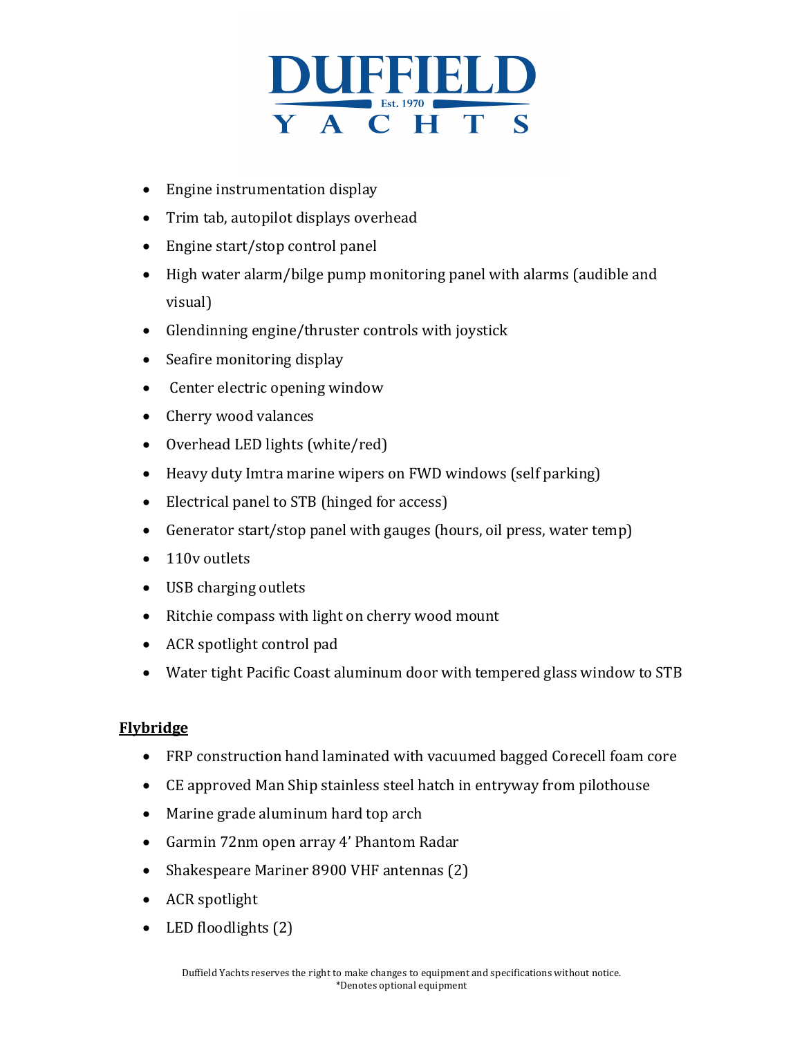- Engine instrumentation display
- Trim tab, autopilot displays overhead
- Engine start/stop control panel
- High water alarm/bilge pump monitoring panel with alarms (audible and visual)
- Glendinning engine/thruster controls with joystick
- Seafire monitoring display
- Center electric opening window
- Cherry wood valances
- Overhead LED lights (white/red)
- Heavy duty Imtra marine wipers on FWD windows (self parking)
- Electrical panel to STB (hinged for access)
- Generator start/stop panel with gauges (hours, oil press, water temp)
- 110v outlets
- USB charging outlets
- Ritchie compass with light on cherry wood mount
- ACR spotlight control pad
- Water tight Pacific Coast aluminum door with tempered glass window to STB

**Flybridge**

- FRP construction hand laminated with vacuumed bagged Corecell foam core
- CE approved Man Ship stainless steel hatch in entryway from pilothouse
- Marine grade aluminum hard top arch
- Garmin 72nm open array 4' Phantom Radar
- Shakespeare Mariner 8900 VHF antennas (2)
- ACR spotlight
- LED floodlights (2)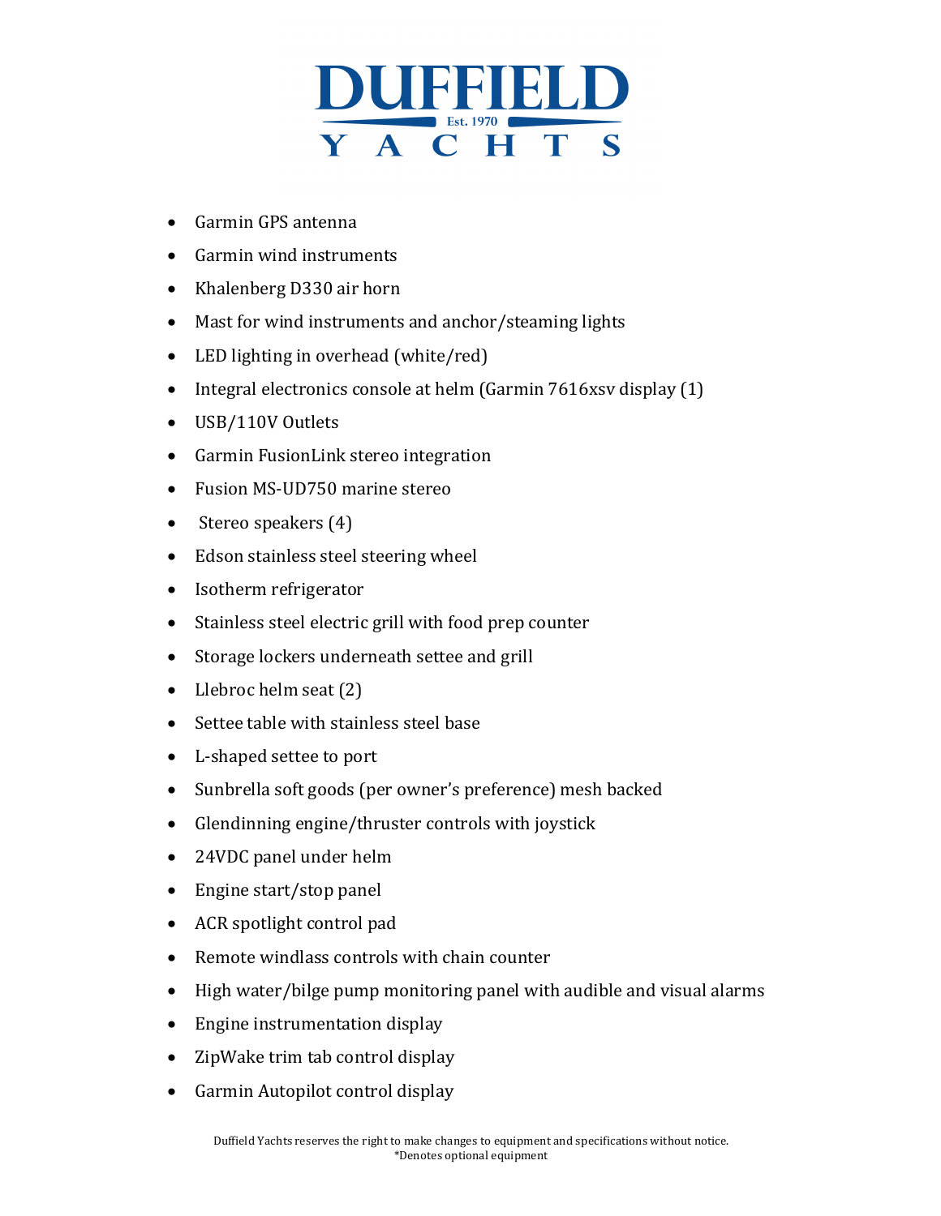- Garmin GPS antenna
- Garmin wind instruments
- Khalenberg D330 air horn
- Mast for wind instruments and anchor/steaming lights
- LED lighting in overhead (white/red)
- Integral electronics console at helm (Garmin 7616xsv display (1)
- USB/110V Outlets
- Garmin FusionLink stereo integration
- Fusion MS-UD750 marine stereo
- Stereo speakers (4)
- Edson stainless steel steering wheel
- Isotherm refrigerator
- Stainless steel electric grill with food prep counter
- Storage lockers underneath settee and grill
- Llebroc helm seat (2)
- Settee table with stainless steel base
- L-shaped settee to port
- Sunbrella soft goods (per owner's preference) mesh backed
- Glendinning engine/thruster controls with joystick
- 24VDC panel under helm
- Engine start/stop panel
- ACR spotlight control pad
- Remote windlass controls with chain counter
- High water/bilge pump monitoring panel with audible and visual alarms
- Engine instrumentation display
- ZipWake trim tab control display
- Garmin Autopilot control display

Duffield Yachts reserves the right to make changes to equipment and specifications without notice.
*Denotes optional equipment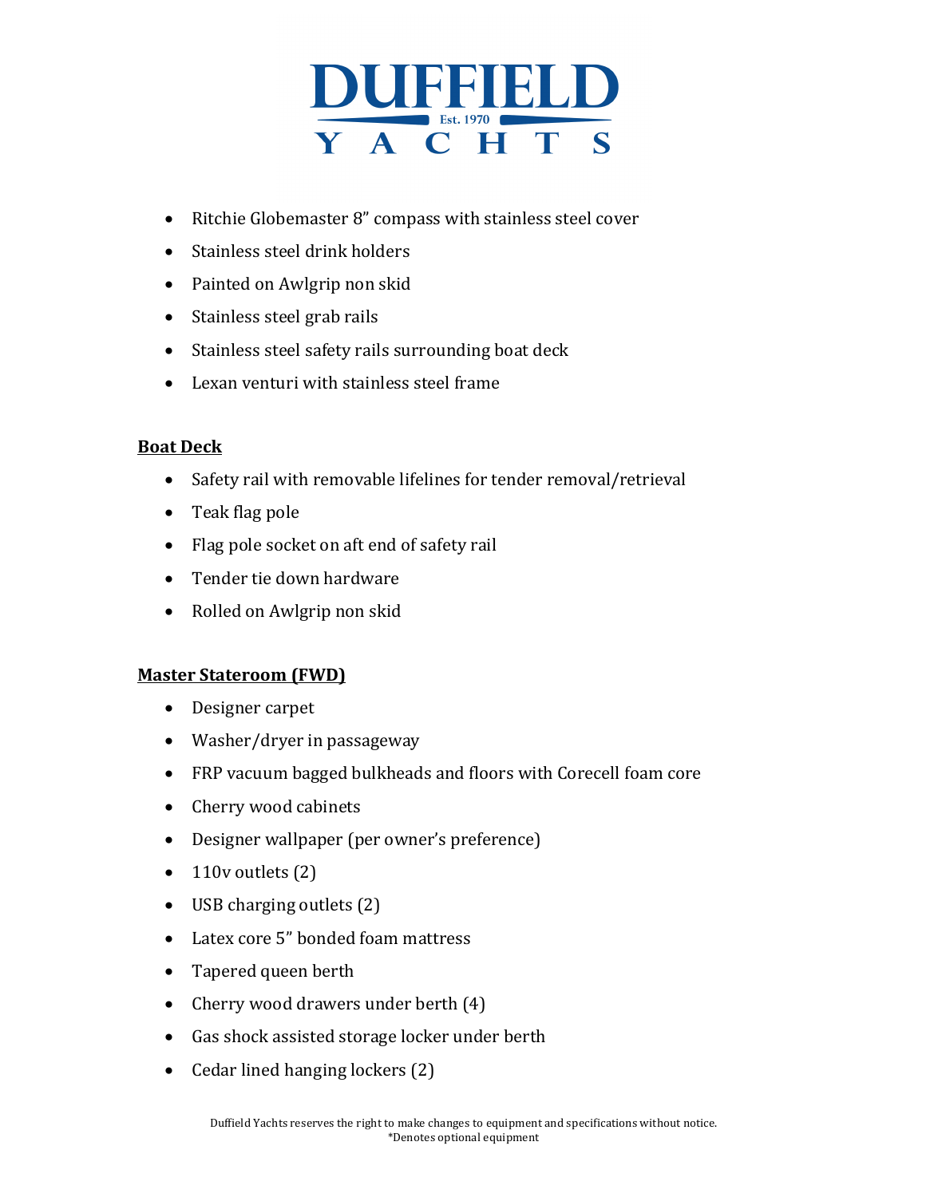- Ritchie Globemaster 8" compass with stainless steel cover
- Stainless steel drink holders
- Painted on Awlgrip non skid
- Stainless steel grab rails
- Stainless steel safety rails surrounding boat deck
- Lexan venturi with stainless steel frame

**Boat Deck**

- Safety rail with removable lifelines for tender removal/retrieval
- Teak flag pole
- Flag pole socket on aft end of safety rail
- Tender tie down hardware
- Rolled on Awlgrip non skid

**Master Stateroom (FWD)**

- Designer carpet
- Washer/dryer in passageway
- FRP vacuum bagged bulkheads and floors with Corecell foam core
- Cherry wood cabinets
- Designer wallpaper (per owner's preference)
- 110v outlets (2)
- USB charging outlets (2)
- Latex core 5" bonded foam mattress
- Tapered queen berth
- Cherry wood drawers under berth (4)
- Gas shock assisted storage locker under berth
- Cedar lined hanging lockers (2)

Duffield Yachts reserves the right to make changes to equipment and specifications without notice.
*Denotes optional equipment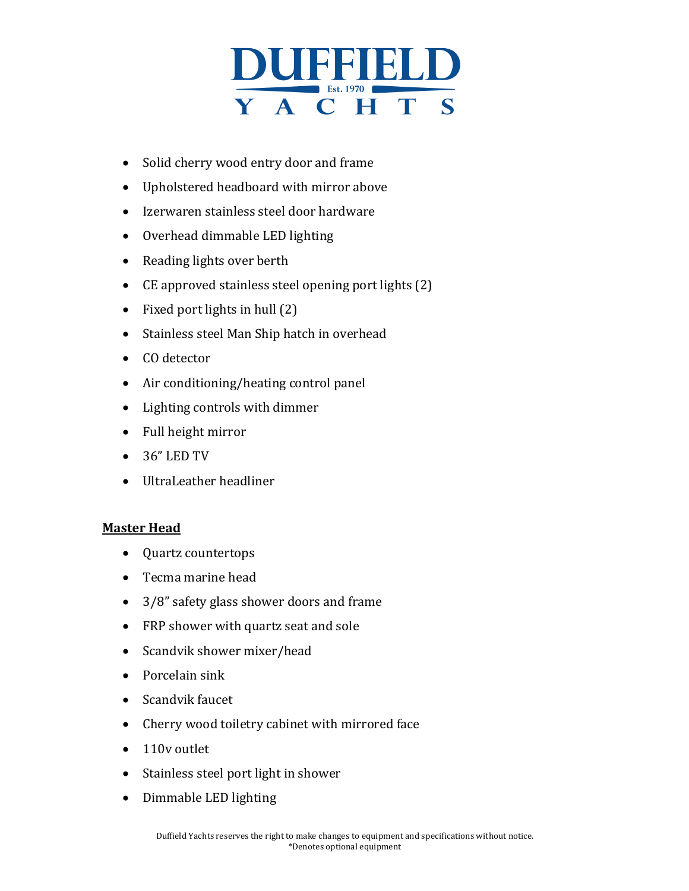- Solid cherry wood entry door and frame
- Upholstered headboard with mirror above
- Izerwaren stainless steel door hardware
- Overhead dimmable LED lighting
- Reading lights over berth
- CE approved stainless steel opening port lights (2)
- Fixed port lights in hull (2)
- Stainless steel Man Ship hatch in overhead
- CO detector
- Air conditioning/heating control panel
- Lighting controls with dimmer
- Full height mirror
- 36" LED TV
- UltraLeather headliner

**Master Head**

- Quartz countertops
- Tecma marine head
- 3/8" safety glass shower doors and frame
- FRP shower with quartz seat and sole
- Scandvik shower mixer/head
- Porcelain sink
- Scandvik faucet
- Cherry wood toiletry cabinet with mirrored face
- 110v outlet
- Stainless steel port light in shower
- Dimmable LED lighting

Duffield Yachts reserves the right to make changes to equipment and specifications without notice.
*Denotes optional equipment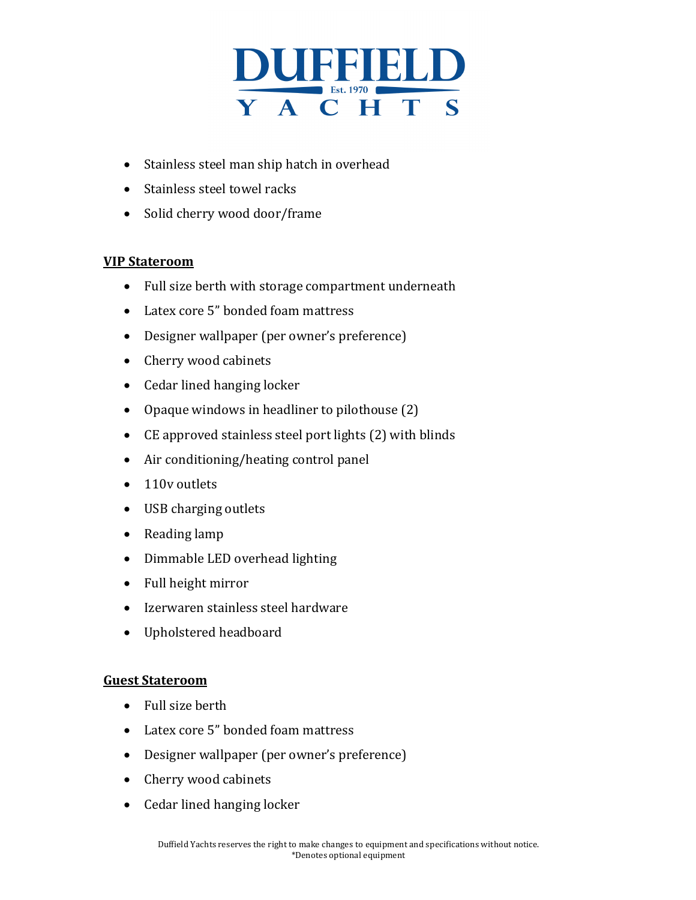- Stainless steel man ship hatch in overhead
- Stainless steel towel racks
- Solid cherry wood door/frame

**VIP Stateroom**

- Full size berth with storage compartment underneath
- Latex core 5" bonded foam mattress
- Designer wallpaper (per owner's preference)
- Cherry wood cabinets
- Cedar lined hanging locker
- Opaque windows in headliner to pilothouse (2)
- CE approved stainless steel port lights (2) with blinds
- Air conditioning/heating control panel
- 110v outlets
- USB charging outlets
- Reading lamp
- Dimmable LED overhead lighting
- Full height mirror
- Izerwaren stainless steel hardware
- Upholstered headboard

**Guest Stateroom**

- Full size berth
- Latex core 5" bonded foam mattress
- Designer wallpaper (per owner's preference)
- Cherry wood cabinets
- Cedar lined hanging locker

Duffield Yachts reserves the right to make changes to equipment and specifications without notice.
*Denotes optional equipment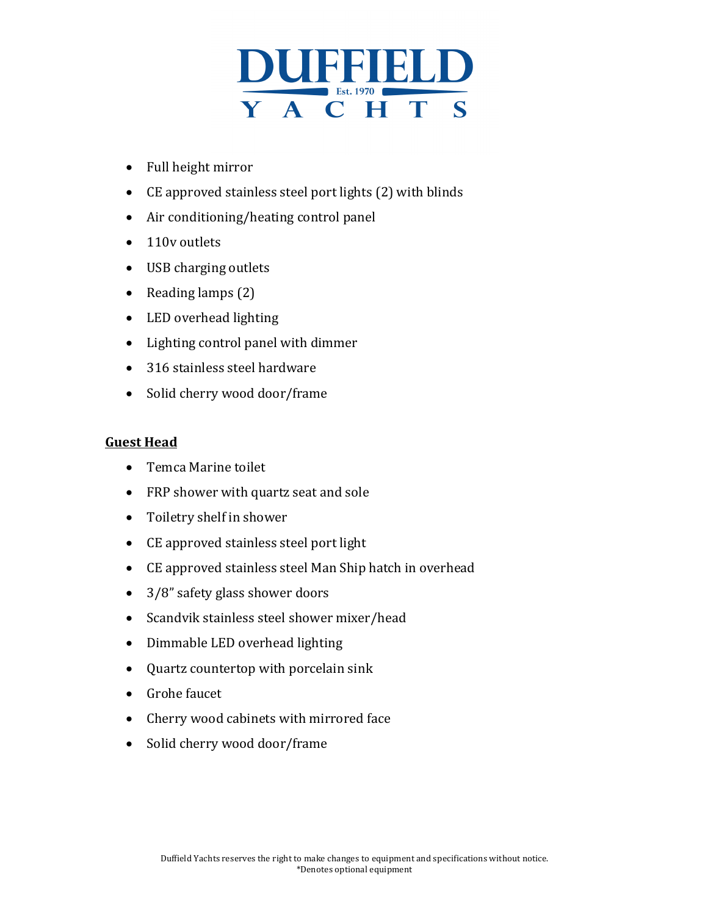- Full height mirror
- CE approved stainless steel port lights (2) with blinds
- Air conditioning/heating control panel
- 110v outlets
- USB charging outlets
- Reading lamps (2)
- LED overhead lighting
- Lighting control panel with dimmer
- 316 stainless steel hardware
- Solid cherry wood door/frame

**Guest Head**

- Temca Marine toilet
- FRP shower with quartz seat and sole
- Toiletry shelf in shower
- CE approved stainless steel port light
- CE approved stainless steel Man Ship hatch in overhead
- 3/8" safety glass shower doors
- Scandvik stainless steel shower mixer/head
- Dimmable LED overhead lighting
- Quartz countertop with porcelain sink
- Grohe faucet
- Cherry wood cabinets with mirrored face
- Solid cherry wood door/frame

Duffield Yachts reserves the right to make changes to equipment and specifications without notice.
*Denotes optional equipment